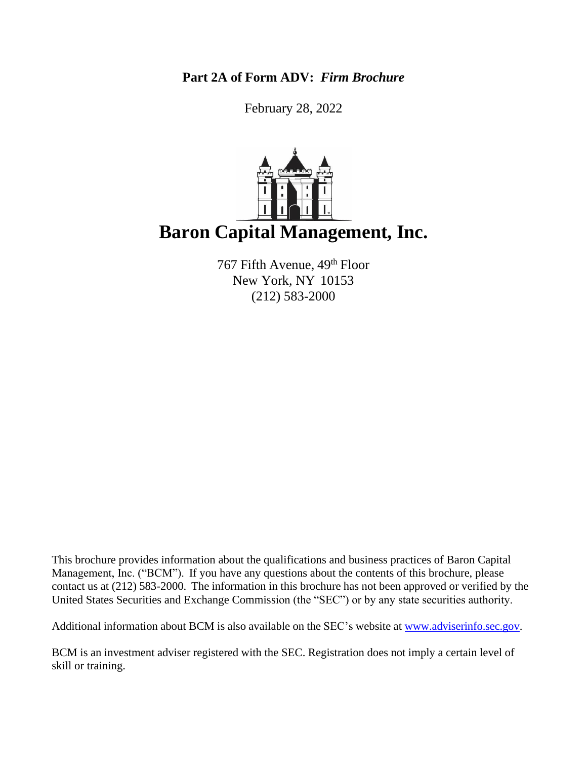**Part 2A of Form ADV:** ***Firm Brochure***

February 28, 2022

# Baron Capital Management, Inc.

767 Fifth Avenue, 49th Floor
New York, NY 10153
(212) 583-2000

This brochure provides information about the qualifications and business practices of Baron Capital Management, Inc. ("BCM"). If you have any questions about the contents of this brochure, please contact us at (212) 583-2000. The information in this brochure has not been approved or verified by the United States Securities and Exchange Commission (the "SEC") or by any state securities authority.

Additional information about BCM is also available on the SEC's website at www.adviserinfo.sec.gov.

BCM is an investment adviser registered with the SEC. Registration does not imply a certain level of skill or training.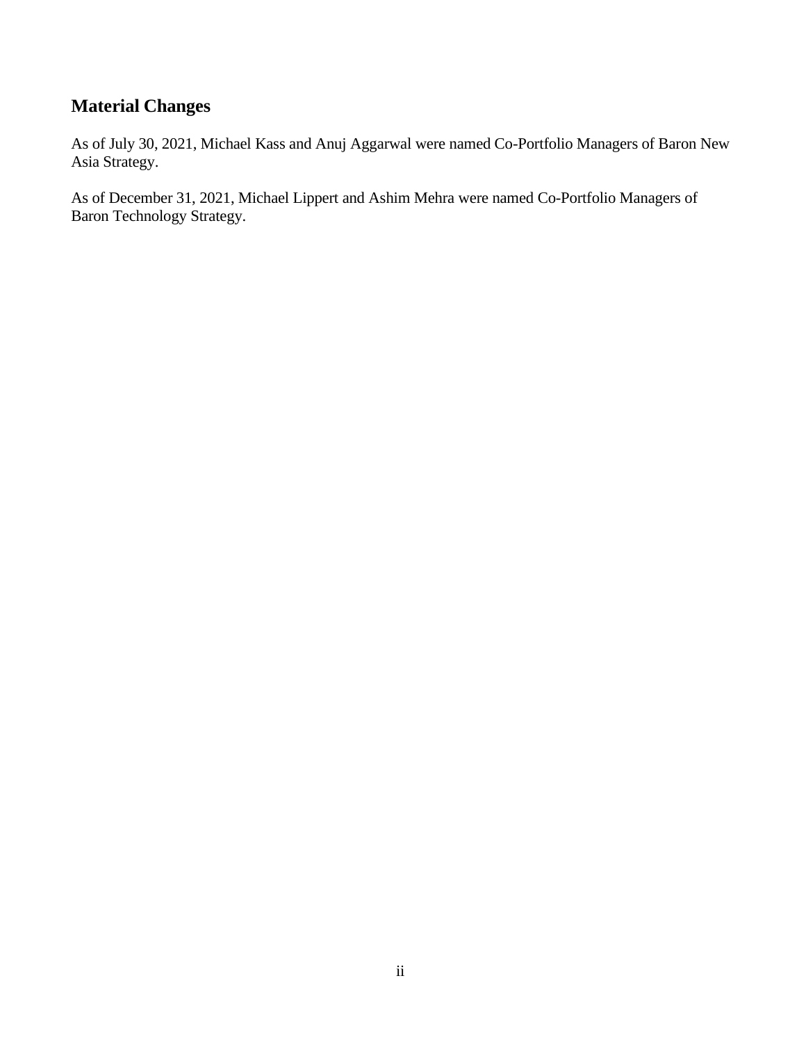## Material Changes

As of July 30, 2021, Michael Kass and Anuj Aggarwal were named Co-Portfolio Managers of Baron New Asia Strategy.

As of December 31, 2021, Michael Lippert and Ashim Mehra were named Co-Portfolio Managers of Baron Technology Strategy.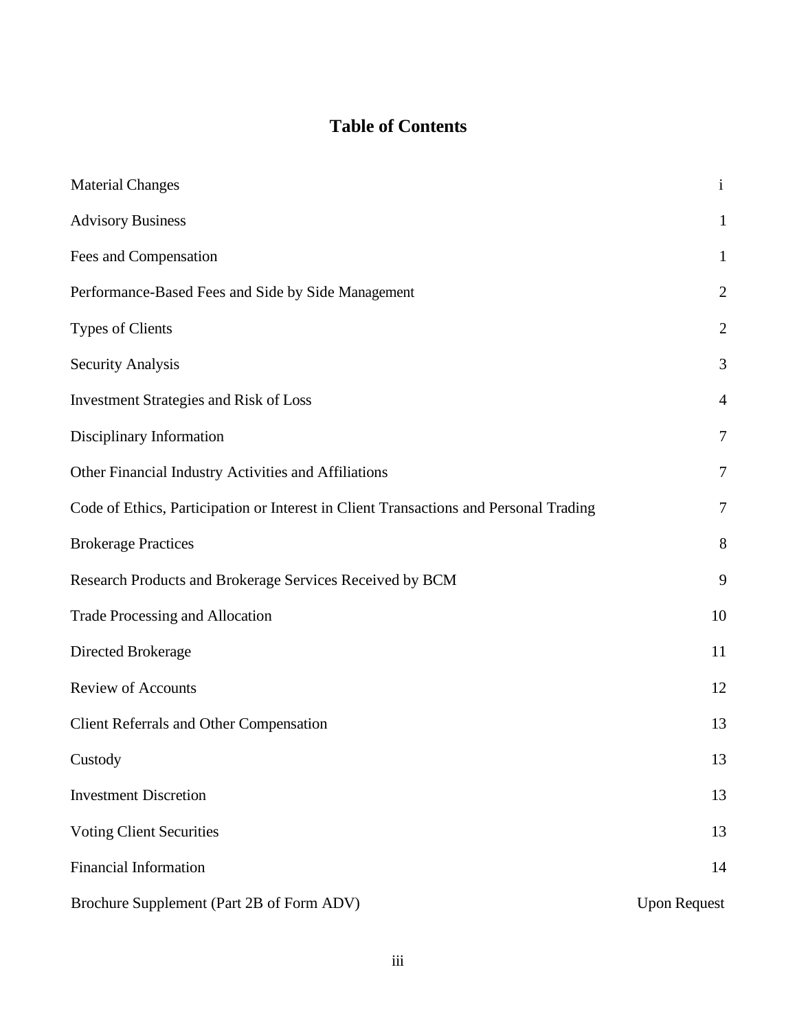# Table of Contents

| | |
|---|---|
| Material Changes | i |
| Advisory Business | 1 |
| Fees and Compensation | 1 |
| Performance-Based Fees and Side by Side Management | 2 |
| Types of Clients | 2 |
| Security Analysis | 3 |
| Investment Strategies and Risk of Loss | 4 |
| Disciplinary Information | 7 |
| Other Financial Industry Activities and Affiliations | 7 |
| Code of Ethics, Participation or Interest in Client Transactions and Personal Trading | 7 |
| Brokerage Practices | 8 |
| Research Products and Brokerage Services Received by BCM | 9 |
| Trade Processing and Allocation | 10 |
| Directed Brokerage | 11 |
| Review of Accounts | 12 |
| Client Referrals and Other Compensation | 13 |
| Custody | 13 |
| Investment Discretion | 13 |
| Voting Client Securities | 13 |
| Financial Information | 14 |
| Brochure Supplement (Part 2B of Form ADV) | Upon Request |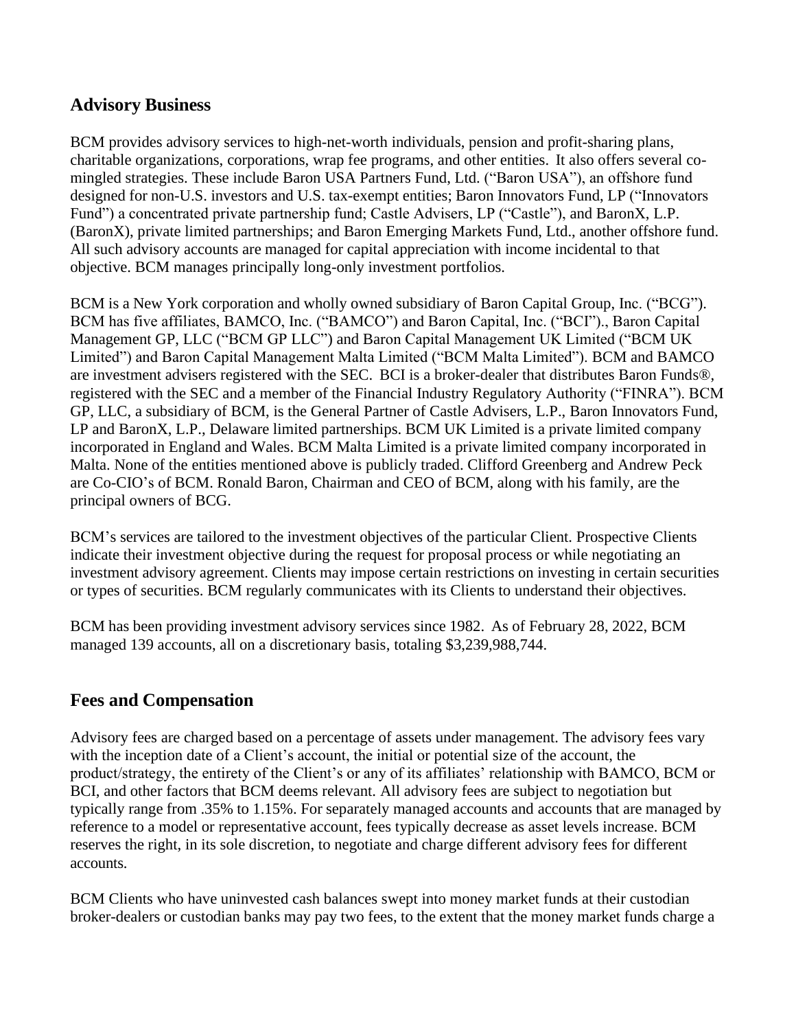## Advisory Business

BCM provides advisory services to high-net-worth individuals, pension and profit-sharing plans, charitable organizations, corporations, wrap fee programs, and other entities. It also offers several co-mingled strategies. These include Baron USA Partners Fund, Ltd. ("Baron USA"), an offshore fund designed for non-U.S. investors and U.S. tax-exempt entities; Baron Innovators Fund, LP ("Innovators Fund") a concentrated private partnership fund; Castle Advisers, LP ("Castle"), and BaronX, L.P. (BaronX), private limited partnerships; and Baron Emerging Markets Fund, Ltd., another offshore fund. All such advisory accounts are managed for capital appreciation with income incidental to that objective. BCM manages principally long-only investment portfolios.

BCM is a New York corporation and wholly owned subsidiary of Baron Capital Group, Inc. ("BCG"). BCM has five affiliates, BAMCO, Inc. ("BAMCO") and Baron Capital, Inc. ("BCI")., Baron Capital Management GP, LLC ("BCM GP LLC") and Baron Capital Management UK Limited ("BCM UK Limited") and Baron Capital Management Malta Limited ("BCM Malta Limited"). BCM and BAMCO are investment advisers registered with the SEC. BCI is a broker-dealer that distributes Baron Funds®, registered with the SEC and a member of the Financial Industry Regulatory Authority ("FINRA"). BCM GP, LLC, a subsidiary of BCM, is the General Partner of Castle Advisers, L.P., Baron Innovators Fund, LP and BaronX, L.P., Delaware limited partnerships. BCM UK Limited is a private limited company incorporated in England and Wales. BCM Malta Limited is a private limited company incorporated in Malta. None of the entities mentioned above is publicly traded. Clifford Greenberg and Andrew Peck are Co-CIO's of BCM. Ronald Baron, Chairman and CEO of BCM, along with his family, are the principal owners of BCG.

BCM's services are tailored to the investment objectives of the particular Client. Prospective Clients indicate their investment objective during the request for proposal process or while negotiating an investment advisory agreement. Clients may impose certain restrictions on investing in certain securities or types of securities. BCM regularly communicates with its Clients to understand their objectives.

BCM has been providing investment advisory services since 1982. As of February 28, 2022, BCM managed 139 accounts, all on a discretionary basis, totaling $3,239,988,744.

## Fees and Compensation

Advisory fees are charged based on a percentage of assets under management. The advisory fees vary with the inception date of a Client's account, the initial or potential size of the account, the product/strategy, the entirety of the Client's or any of its affiliates' relationship with BAMCO, BCM or BCI, and other factors that BCM deems relevant. All advisory fees are subject to negotiation but typically range from .35% to 1.15%. For separately managed accounts and accounts that are managed by reference to a model or representative account, fees typically decrease as asset levels increase. BCM reserves the right, in its sole discretion, to negotiate and charge different advisory fees for different accounts.

BCM Clients who have uninvested cash balances swept into money market funds at their custodian broker-dealers or custodian banks may pay two fees, to the extent that the money market funds charge a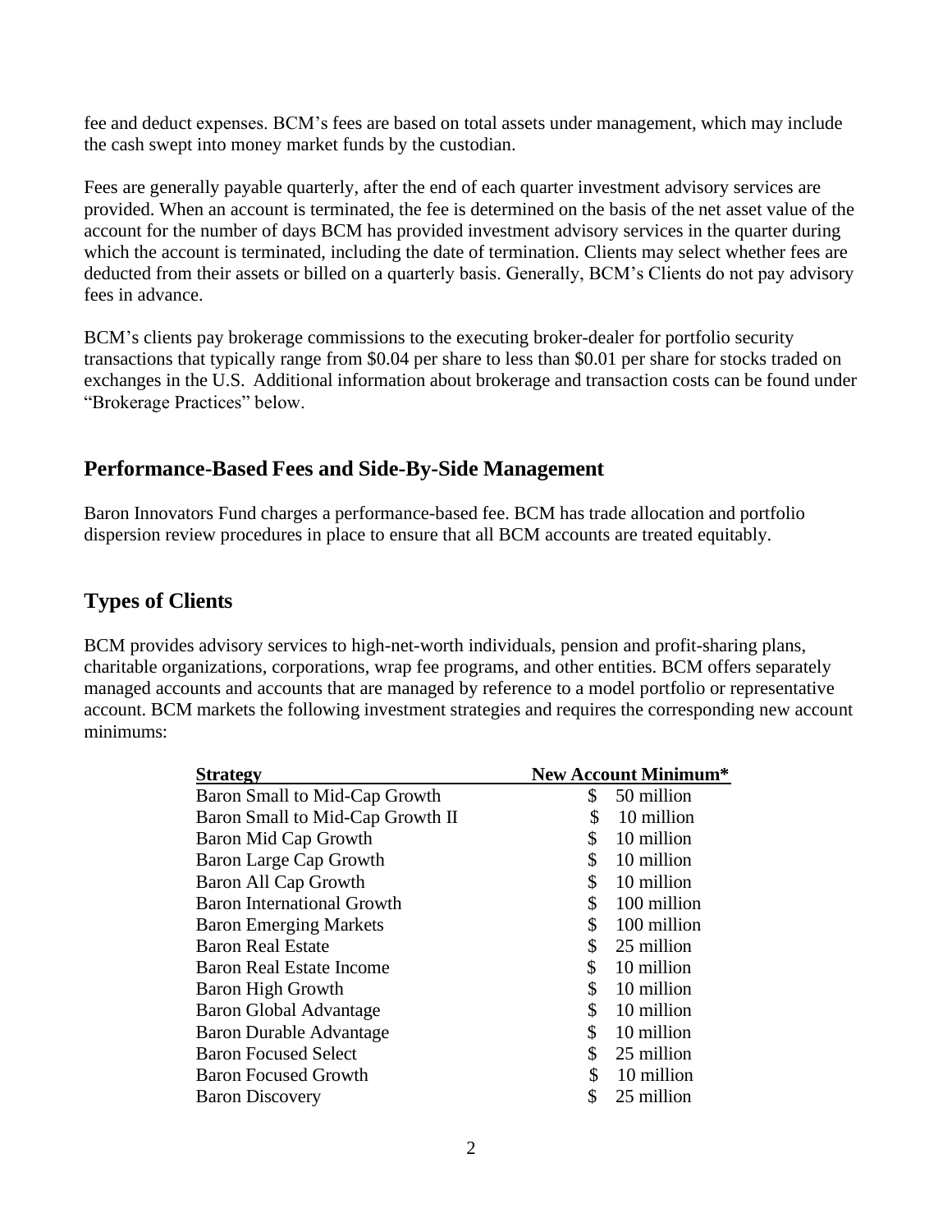fee and deduct expenses. BCM's fees are based on total assets under management, which may include the cash swept into money market funds by the custodian.

Fees are generally payable quarterly, after the end of each quarter investment advisory services are provided. When an account is terminated, the fee is determined on the basis of the net asset value of the account for the number of days BCM has provided investment advisory services in the quarter during which the account is terminated, including the date of termination. Clients may select whether fees are deducted from their assets or billed on a quarterly basis. Generally, BCM's Clients do not pay advisory fees in advance.

BCM's clients pay brokerage commissions to the executing broker-dealer for portfolio security transactions that typically range from $0.04 per share to less than $0.01 per share for stocks traded on exchanges in the U.S. Additional information about brokerage and transaction costs can be found under "Brokerage Practices" below.

## Performance-Based Fees and Side-By-Side Management

Baron Innovators Fund charges a performance-based fee. BCM has trade allocation and portfolio dispersion review procedures in place to ensure that all BCM accounts are treated equitably.

## Types of Clients

BCM provides advisory services to high-net-worth individuals, pension and profit-sharing plans, charitable organizations, corporations, wrap fee programs, and other entities. BCM offers separately managed accounts and accounts that are managed by reference to a model portfolio or representative account. BCM markets the following investment strategies and requires the corresponding new account minimums:

| Strategy | New Account Minimum* |
|---|---|
| Baron Small to Mid-Cap Growth | $ 50 million |
| Baron Small to Mid-Cap Growth II | $ 10 million |
| Baron Mid Cap Growth | $ 10 million |
| Baron Large Cap Growth | $ 10 million |
| Baron All Cap Growth | $ 10 million |
| Baron International Growth | $ 100 million |
| Baron Emerging Markets | $ 100 million |
| Baron Real Estate | $ 25 million |
| Baron Real Estate Income | $ 10 million |
| Baron High Growth | $ 10 million |
| Baron Global Advantage | $ 10 million |
| Baron Durable Advantage | $ 10 million |
| Baron Focused Select | $ 25 million |
| Baron Focused Growth | $ 10 million |
| Baron Discovery | $ 25 million |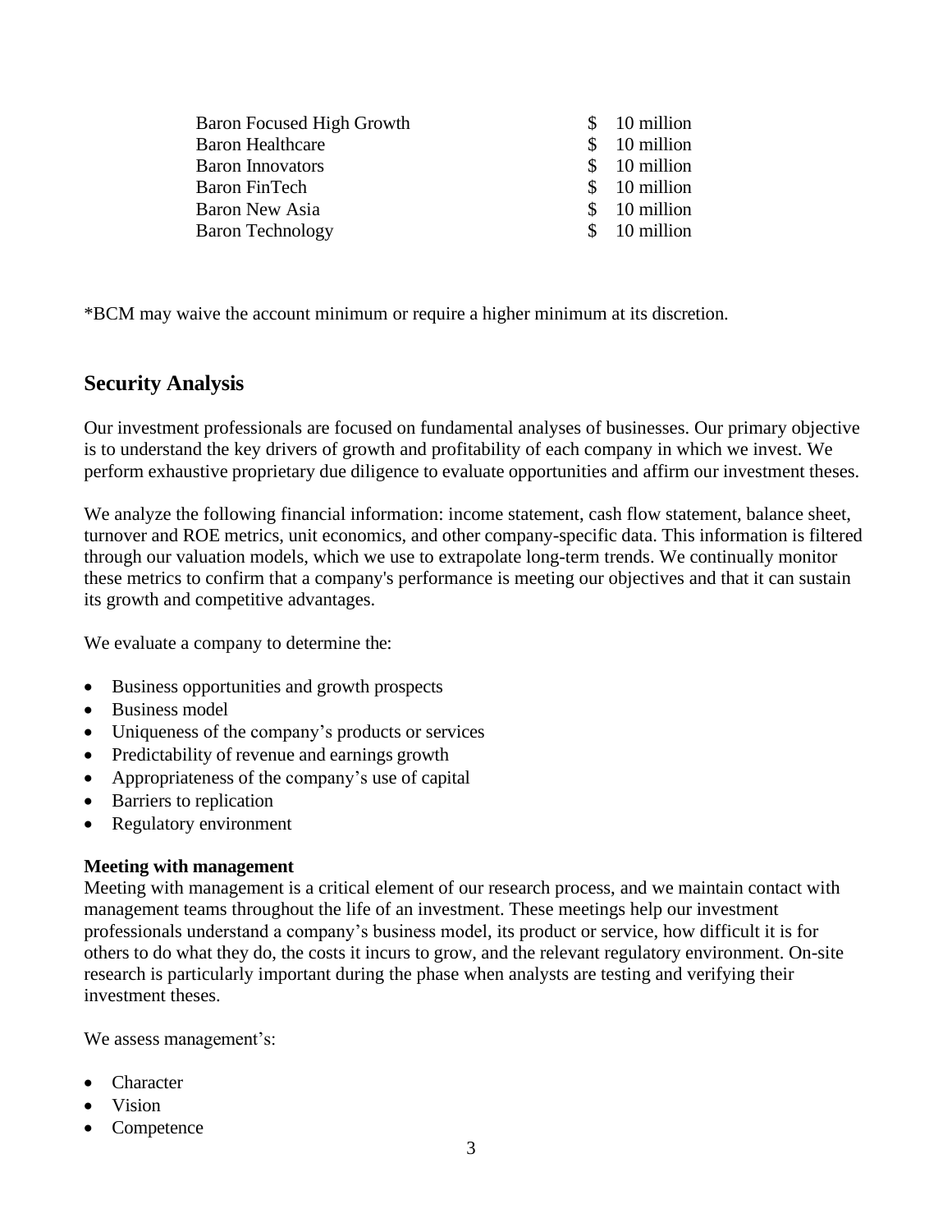| | |
|---|---|
| Baron Focused High Growth | $ 10 million |
| Baron Healthcare | $ 10 million |
| Baron Innovators | $ 10 million |
| Baron FinTech | $ 10 million |
| Baron New Asia | $ 10 million |
| Baron Technology | $ 10 million |

*BCM may waive the account minimum or require a higher minimum at its discretion.

## Security Analysis

Our investment professionals are focused on fundamental analyses of businesses. Our primary objective is to understand the key drivers of growth and profitability of each company in which we invest. We perform exhaustive proprietary due diligence to evaluate opportunities and affirm our investment theses.

We analyze the following financial information: income statement, cash flow statement, balance sheet, turnover and ROE metrics, unit economics, and other company-specific data. This information is filtered through our valuation models, which we use to extrapolate long-term trends. We continually monitor these metrics to confirm that a company's performance is meeting our objectives and that it can sustain its growth and competitive advantages.

We evaluate a company to determine the:

- Business opportunities and growth prospects
- Business model
- Uniqueness of the company's products or services
- Predictability of revenue and earnings growth
- Appropriateness of the company's use of capital
- Barriers to replication
- Regulatory environment

**Meeting with management**

Meeting with management is a critical element of our research process, and we maintain contact with management teams throughout the life of an investment. These meetings help our investment professionals understand a company's business model, its product or service, how difficult it is for others to do what they do, the costs it incurs to grow, and the relevant regulatory environment. On-site research is particularly important during the phase when analysts are testing and verifying their investment theses.

We assess management's:

- Character
- Vision
- Competence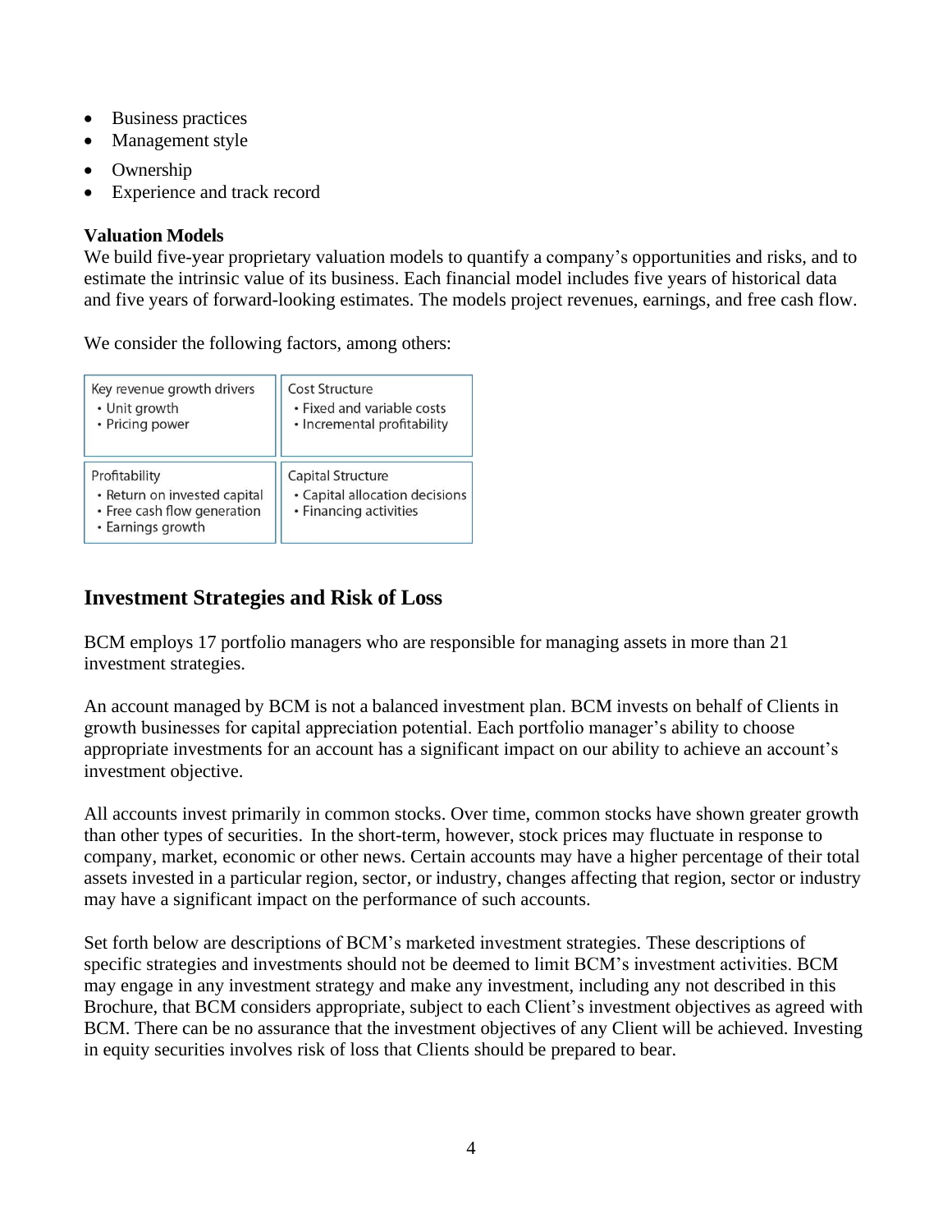- Business practices
- Management style
- Ownership
- Experience and track record

**Valuation Models**
We build five-year proprietary valuation models to quantify a company's opportunities and risks, and to estimate the intrinsic value of its business. Each financial model includes five years of historical data and five years of forward-looking estimates. The models project revenues, earnings, and free cash flow.

We consider the following factors, among others:

| Key revenue growth drivers | Cost Structure |
| --- | --- |
| • Unit growth<br>• Pricing power | • Fixed and variable costs<br>• Incremental profitability |
| **Profitability** | **Capital Structure** |
| • Return on invested capital<br>• Free cash flow generation<br>• Earnings growth | • Capital allocation decisions<br>• Financing activities |

## Investment Strategies and Risk of Loss

BCM employs 17 portfolio managers who are responsible for managing assets in more than 21 investment strategies.

An account managed by BCM is not a balanced investment plan. BCM invests on behalf of Clients in growth businesses for capital appreciation potential. Each portfolio manager's ability to choose appropriate investments for an account has a significant impact on our ability to achieve an account's investment objective.

All accounts invest primarily in common stocks. Over time, common stocks have shown greater growth than other types of securities. In the short-term, however, stock prices may fluctuate in response to company, market, economic or other news. Certain accounts may have a higher percentage of their total assets invested in a particular region, sector, or industry, changes affecting that region, sector or industry may have a significant impact on the performance of such accounts.

Set forth below are descriptions of BCM's marketed investment strategies. These descriptions of specific strategies and investments should not be deemed to limit BCM's investment activities. BCM may engage in any investment strategy and make any investment, including any not described in this Brochure, that BCM considers appropriate, subject to each Client's investment objectives as agreed with BCM. There can be no assurance that the investment objectives of any Client will be achieved. Investing in equity securities involves risk of loss that Clients should be prepared to bear.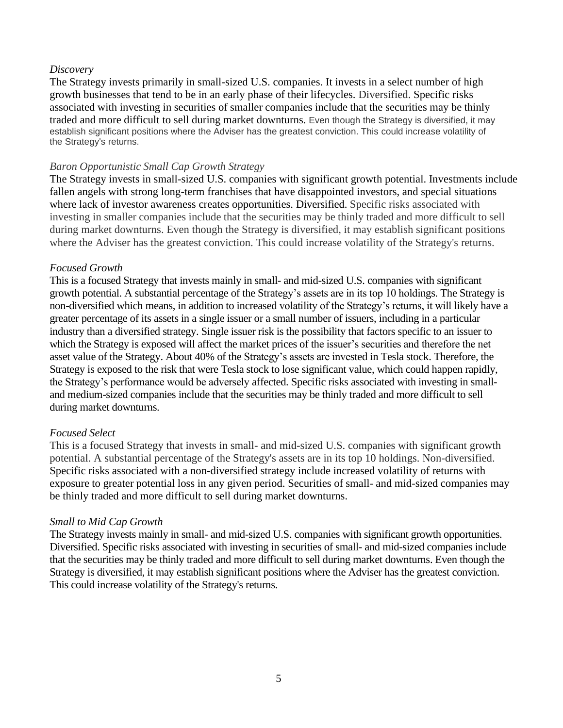*Discovery*

The Strategy invests primarily in small-sized U.S. companies. It invests in a select number of high growth businesses that tend to be in an early phase of their lifecycles. Diversified. Specific risks associated with investing in securities of smaller companies include that the securities may be thinly traded and more difficult to sell during market downturns. Even though the Strategy is diversified, it may establish significant positions where the Adviser has the greatest conviction. This could increase volatility of the Strategy's returns.

*Baron Opportunistic Small Cap Growth Strategy*

The Strategy invests in small-sized U.S. companies with significant growth potential. Investments include fallen angels with strong long-term franchises that have disappointed investors, and special situations where lack of investor awareness creates opportunities. Diversified. Specific risks associated with investing in smaller companies include that the securities may be thinly traded and more difficult to sell during market downturns. Even though the Strategy is diversified, it may establish significant positions where the Adviser has the greatest conviction. This could increase volatility of the Strategy's returns.

*Focused Growth*

This is a focused Strategy that invests mainly in small- and mid-sized U.S. companies with significant growth potential. A substantial percentage of the Strategy's assets are in its top 10 holdings. The Strategy is non-diversified which means, in addition to increased volatility of the Strategy's returns, it will likely have a greater percentage of its assets in a single issuer or a small number of issuers, including in a particular industry than a diversified strategy. Single issuer risk is the possibility that factors specific to an issuer to which the Strategy is exposed will affect the market prices of the issuer's securities and therefore the net asset value of the Strategy. About 40% of the Strategy's assets are invested in Tesla stock. Therefore, the Strategy is exposed to the risk that were Tesla stock to lose significant value, which could happen rapidly, the Strategy's performance would be adversely affected. Specific risks associated with investing in small- and medium-sized companies include that the securities may be thinly traded and more difficult to sell during market downturns.

*Focused Select*

This is a focused Strategy that invests in small- and mid-sized U.S. companies with significant growth potential. A substantial percentage of the Strategy's assets are in its top 10 holdings. Non-diversified. Specific risks associated with a non-diversified strategy include increased volatility of returns with exposure to greater potential loss in any given period. Securities of small- and mid-sized companies may be thinly traded and more difficult to sell during market downturns.

*Small to Mid Cap Growth*

The Strategy invests mainly in small- and mid-sized U.S. companies with significant growth opportunities. Diversified. Specific risks associated with investing in securities of small- and mid-sized companies include that the securities may be thinly traded and more difficult to sell during market downturns. Even though the Strategy is diversified, it may establish significant positions where the Adviser has the greatest conviction. This could increase volatility of the Strategy's returns.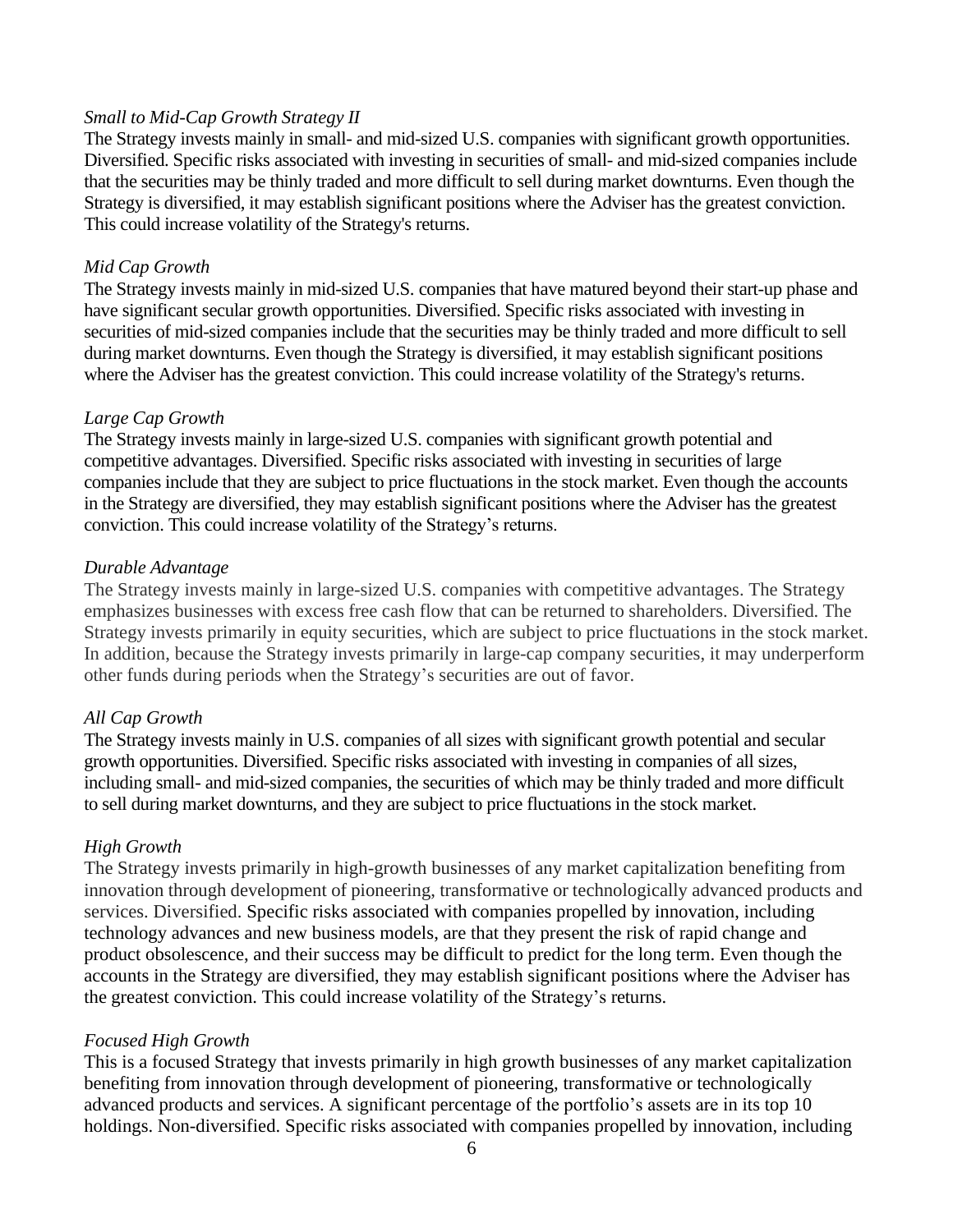*Small to Mid-Cap Growth Strategy II*

The Strategy invests mainly in small- and mid-sized U.S. companies with significant growth opportunities. Diversified. Specific risks associated with investing in securities of small- and mid-sized companies include that the securities may be thinly traded and more difficult to sell during market downturns. Even though the Strategy is diversified, it may establish significant positions where the Adviser has the greatest conviction. This could increase volatility of the Strategy's returns.

*Mid Cap Growth*

The Strategy invests mainly in mid-sized U.S. companies that have matured beyond their start-up phase and have significant secular growth opportunities. Diversified. Specific risks associated with investing in securities of mid-sized companies include that the securities may be thinly traded and more difficult to sell during market downturns. Even though the Strategy is diversified, it may establish significant positions where the Adviser has the greatest conviction. This could increase volatility of the Strategy's returns.

*Large Cap Growth*

The Strategy invests mainly in large-sized U.S. companies with significant growth potential and competitive advantages. Diversified. Specific risks associated with investing in securities of large companies include that they are subject to price fluctuations in the stock market. Even though the accounts in the Strategy are diversified, they may establish significant positions where the Adviser has the greatest conviction. This could increase volatility of the Strategy's returns.

*Durable Advantage*

The Strategy invests mainly in large-sized U.S. companies with competitive advantages. The Strategy emphasizes businesses with excess free cash flow that can be returned to shareholders. Diversified. The Strategy invests primarily in equity securities, which are subject to price fluctuations in the stock market. In addition, because the Strategy invests primarily in large-cap company securities, it may underperform other funds during periods when the Strategy's securities are out of favor.

*All Cap Growth*

The Strategy invests mainly in U.S. companies of all sizes with significant growth potential and secular growth opportunities. Diversified. Specific risks associated with investing in companies of all sizes, including small- and mid-sized companies, the securities of which may be thinly traded and more difficult to sell during market downturns, and they are subject to price fluctuations in the stock market.

*High Growth*

The Strategy invests primarily in high-growth businesses of any market capitalization benefiting from innovation through development of pioneering, transformative or technologically advanced products and services. Diversified. Specific risks associated with companies propelled by innovation, including technology advances and new business models, are that they present the risk of rapid change and product obsolescence, and their success may be difficult to predict for the long term. Even though the accounts in the Strategy are diversified, they may establish significant positions where the Adviser has the greatest conviction. This could increase volatility of the Strategy's returns.

*Focused High Growth*

This is a focused Strategy that invests primarily in high growth businesses of any market capitalization benefiting from innovation through development of pioneering, transformative or technologically advanced products and services. A significant percentage of the portfolio's assets are in its top 10 holdings. Non-diversified. Specific risks associated with companies propelled by innovation, including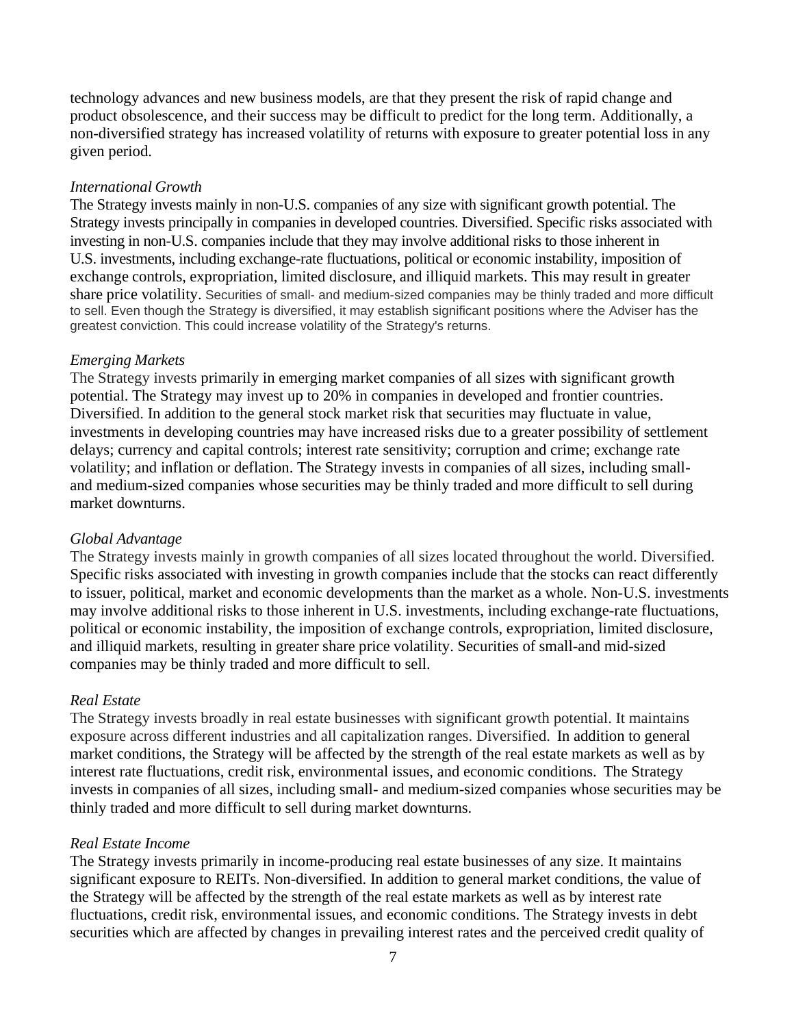technology advances and new business models, are that they present the risk of rapid change and product obsolescence, and their success may be difficult to predict for the long term. Additionally, a non-diversified strategy has increased volatility of returns with exposure to greater potential loss in any given period.

*International Growth*

The Strategy invests mainly in non-U.S. companies of any size with significant growth potential. The Strategy invests principally in companies in developed countries. Diversified. Specific risks associated with investing in non-U.S. companies include that they may involve additional risks to those inherent in U.S. investments, including exchange-rate fluctuations, political or economic instability, imposition of exchange controls, expropriation, limited disclosure, and illiquid markets. This may result in greater share price volatility. Securities of small- and medium-sized companies may be thinly traded and more difficult to sell. Even though the Strategy is diversified, it may establish significant positions where the Adviser has the greatest conviction. This could increase volatility of the Strategy's returns.

*Emerging Markets*

The Strategy invests primarily in emerging market companies of all sizes with significant growth potential. The Strategy may invest up to 20% in companies in developed and frontier countries. Diversified. In addition to the general stock market risk that securities may fluctuate in value, investments in developing countries may have increased risks due to a greater possibility of settlement delays; currency and capital controls; interest rate sensitivity; corruption and crime; exchange rate volatility; and inflation or deflation. The Strategy invests in companies of all sizes, including small- and medium-sized companies whose securities may be thinly traded and more difficult to sell during market downturns.

*Global Advantage*

The Strategy invests mainly in growth companies of all sizes located throughout the world. Diversified. Specific risks associated with investing in growth companies include that the stocks can react differently to issuer, political, market and economic developments than the market as a whole. Non-U.S. investments may involve additional risks to those inherent in U.S. investments, including exchange-rate fluctuations, political or economic instability, the imposition of exchange controls, expropriation, limited disclosure, and illiquid markets, resulting in greater share price volatility. Securities of small-and mid-sized companies may be thinly traded and more difficult to sell.

*Real Estate*

The Strategy invests broadly in real estate businesses with significant growth potential. It maintains exposure across different industries and all capitalization ranges. Diversified. In addition to general market conditions, the Strategy will be affected by the strength of the real estate markets as well as by interest rate fluctuations, credit risk, environmental issues, and economic conditions. The Strategy invests in companies of all sizes, including small- and medium-sized companies whose securities may be thinly traded and more difficult to sell during market downturns.

*Real Estate Income*

The Strategy invests primarily in income-producing real estate businesses of any size. It maintains significant exposure to REITs. Non-diversified. In addition to general market conditions, the value of the Strategy will be affected by the strength of the real estate markets as well as by interest rate fluctuations, credit risk, environmental issues, and economic conditions. The Strategy invests in debt securities which are affected by changes in prevailing interest rates and the perceived credit quality of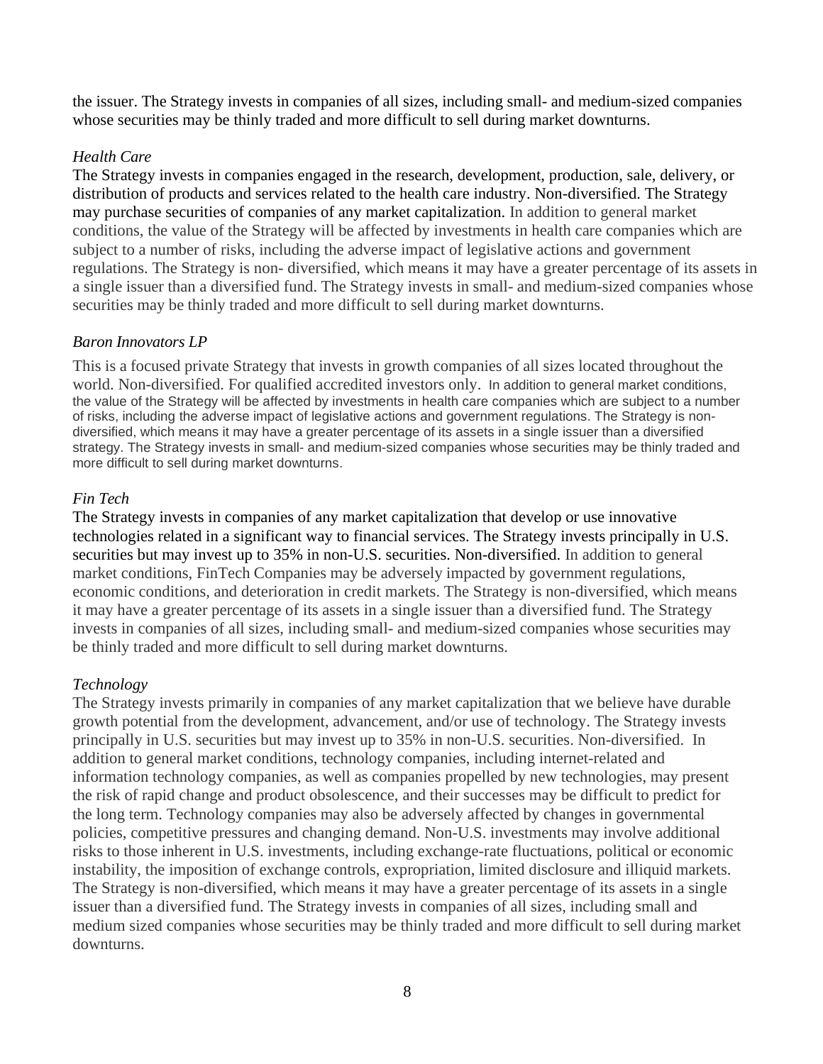the issuer. The Strategy invests in companies of all sizes, including small- and medium-sized companies whose securities may be thinly traded and more difficult to sell during market downturns.

*Health Care*

The Strategy invests in companies engaged in the research, development, production, sale, delivery, or distribution of products and services related to the health care industry. Non-diversified. The Strategy may purchase securities of companies of any market capitalization. In addition to general market conditions, the value of the Strategy will be affected by investments in health care companies which are subject to a number of risks, including the adverse impact of legislative actions and government regulations. The Strategy is non- diversified, which means it may have a greater percentage of its assets in a single issuer than a diversified fund. The Strategy invests in small- and medium-sized companies whose securities may be thinly traded and more difficult to sell during market downturns.

*Baron Innovators LP*

This is a focused private Strategy that invests in growth companies of all sizes located throughout the world. Non-diversified. For qualified accredited investors only. In addition to general market conditions, the value of the Strategy will be affected by investments in health care companies which are subject to a number of risks, including the adverse impact of legislative actions and government regulations. The Strategy is non-diversified, which means it may have a greater percentage of its assets in a single issuer than a diversified strategy. The Strategy invests in small- and medium-sized companies whose securities may be thinly traded and more difficult to sell during market downturns.

*Fin Tech*

The Strategy invests in companies of any market capitalization that develop or use innovative technologies related in a significant way to financial services. The Strategy invests principally in U.S. securities but may invest up to 35% in non-U.S. securities. Non-diversified. In addition to general market conditions, FinTech Companies may be adversely impacted by government regulations, economic conditions, and deterioration in credit markets. The Strategy is non-diversified, which means it may have a greater percentage of its assets in a single issuer than a diversified fund. The Strategy invests in companies of all sizes, including small- and medium-sized companies whose securities may be thinly traded and more difficult to sell during market downturns.

*Technology*

The Strategy invests primarily in companies of any market capitalization that we believe have durable growth potential from the development, advancement, and/or use of technology. The Strategy invests principally in U.S. securities but may invest up to 35% in non-U.S. securities. Non-diversified. In addition to general market conditions, technology companies, including internet-related and information technology companies, as well as companies propelled by new technologies, may present the risk of rapid change and product obsolescence, and their successes may be difficult to predict for the long term. Technology companies may also be adversely affected by changes in governmental policies, competitive pressures and changing demand. Non-U.S. investments may involve additional risks to those inherent in U.S. investments, including exchange-rate fluctuations, political or economic instability, the imposition of exchange controls, expropriation, limited disclosure and illiquid markets. The Strategy is non-diversified, which means it may have a greater percentage of its assets in a single issuer than a diversified fund. The Strategy invests in companies of all sizes, including small and medium sized companies whose securities may be thinly traded and more difficult to sell during market downturns.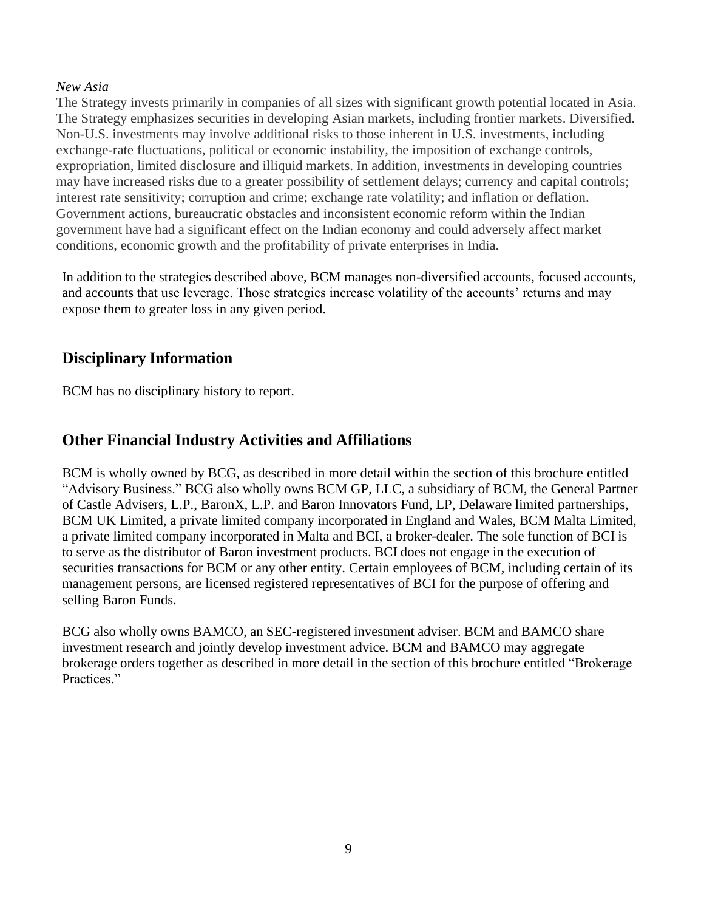*New Asia*

The Strategy invests primarily in companies of all sizes with significant growth potential located in Asia. The Strategy emphasizes securities in developing Asian markets, including frontier markets. Diversified. Non-U.S. investments may involve additional risks to those inherent in U.S. investments, including exchange-rate fluctuations, political or economic instability, the imposition of exchange controls, expropriation, limited disclosure and illiquid markets. In addition, investments in developing countries may have increased risks due to a greater possibility of settlement delays; currency and capital controls; interest rate sensitivity; corruption and crime; exchange rate volatility; and inflation or deflation. Government actions, bureaucratic obstacles and inconsistent economic reform within the Indian government have had a significant effect on the Indian economy and could adversely affect market conditions, economic growth and the profitability of private enterprises in India.

In addition to the strategies described above, BCM manages non-diversified accounts, focused accounts, and accounts that use leverage. Those strategies increase volatility of the accounts' returns and may expose them to greater loss in any given period.

## Disciplinary Information

BCM has no disciplinary history to report.

## Other Financial Industry Activities and Affiliations

BCM is wholly owned by BCG, as described in more detail within the section of this brochure entitled "Advisory Business." BCG also wholly owns BCM GP, LLC, a subsidiary of BCM, the General Partner of Castle Advisers, L.P., BaronX, L.P. and Baron Innovators Fund, LP, Delaware limited partnerships, BCM UK Limited, a private limited company incorporated in England and Wales, BCM Malta Limited, a private limited company incorporated in Malta and BCI, a broker-dealer. The sole function of BCI is to serve as the distributor of Baron investment products. BCI does not engage in the execution of securities transactions for BCM or any other entity. Certain employees of BCM, including certain of its management persons, are licensed registered representatives of BCI for the purpose of offering and selling Baron Funds.

BCG also wholly owns BAMCO, an SEC-registered investment adviser. BCM and BAMCO share investment research and jointly develop investment advice. BCM and BAMCO may aggregate brokerage orders together as described in more detail in the section of this brochure entitled "Brokerage Practices."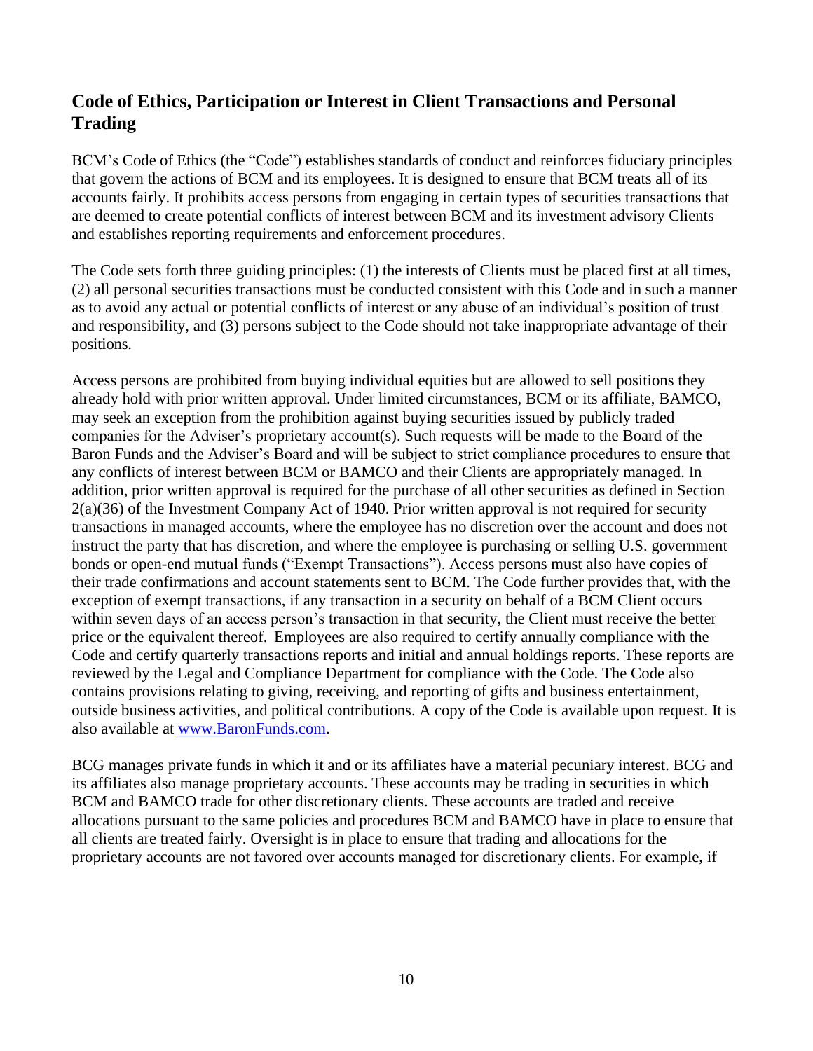## Code of Ethics, Participation or Interest in Client Transactions and Personal Trading

BCM's Code of Ethics (the "Code") establishes standards of conduct and reinforces fiduciary principles that govern the actions of BCM and its employees. It is designed to ensure that BCM treats all of its accounts fairly. It prohibits access persons from engaging in certain types of securities transactions that are deemed to create potential conflicts of interest between BCM and its investment advisory Clients and establishes reporting requirements and enforcement procedures.

The Code sets forth three guiding principles: (1) the interests of Clients must be placed first at all times, (2) all personal securities transactions must be conducted consistent with this Code and in such a manner as to avoid any actual or potential conflicts of interest or any abuse of an individual's position of trust and responsibility, and (3) persons subject to the Code should not take inappropriate advantage of their positions.

Access persons are prohibited from buying individual equities but are allowed to sell positions they already hold with prior written approval. Under limited circumstances, BCM or its affiliate, BAMCO, may seek an exception from the prohibition against buying securities issued by publicly traded companies for the Adviser's proprietary account(s). Such requests will be made to the Board of the Baron Funds and the Adviser's Board and will be subject to strict compliance procedures to ensure that any conflicts of interest between BCM or BAMCO and their Clients are appropriately managed. In addition, prior written approval is required for the purchase of all other securities as defined in Section 2(a)(36) of the Investment Company Act of 1940. Prior written approval is not required for security transactions in managed accounts, where the employee has no discretion over the account and does not instruct the party that has discretion, and where the employee is purchasing or selling U.S. government bonds or open-end mutual funds ("Exempt Transactions"). Access persons must also have copies of their trade confirmations and account statements sent to BCM. The Code further provides that, with the exception of exempt transactions, if any transaction in a security on behalf of a BCM Client occurs within seven days of an access person's transaction in that security, the Client must receive the better price or the equivalent thereof. Employees are also required to certify annually compliance with the Code and certify quarterly transactions reports and initial and annual holdings reports. These reports are reviewed by the Legal and Compliance Department for compliance with the Code. The Code also contains provisions relating to giving, receiving, and reporting of gifts and business entertainment, outside business activities, and political contributions. A copy of the Code is available upon request. It is also available at [www.BaronFunds.com](http://www.BaronFunds.com).

BCG manages private funds in which it and or its affiliates have a material pecuniary interest. BCG and its affiliates also manage proprietary accounts. These accounts may be trading in securities in which BCM and BAMCO trade for other discretionary clients. These accounts are traded and receive allocations pursuant to the same policies and procedures BCM and BAMCO have in place to ensure that all clients are treated fairly. Oversight is in place to ensure that trading and allocations for the proprietary accounts are not favored over accounts managed for discretionary clients. For example, if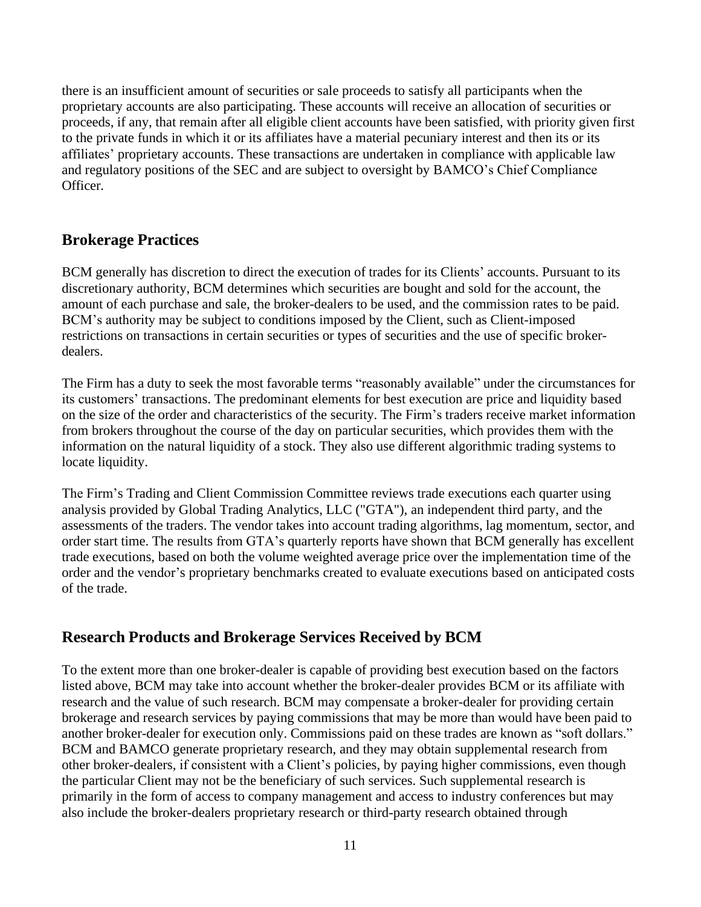there is an insufficient amount of securities or sale proceeds to satisfy all participants when the proprietary accounts are also participating. These accounts will receive an allocation of securities or proceeds, if any, that remain after all eligible client accounts have been satisfied, with priority given first to the private funds in which it or its affiliates have a material pecuniary interest and then its or its affiliates' proprietary accounts. These transactions are undertaken in compliance with applicable law and regulatory positions of the SEC and are subject to oversight by BAMCO's Chief Compliance Officer.

## Brokerage Practices

BCM generally has discretion to direct the execution of trades for its Clients' accounts. Pursuant to its discretionary authority, BCM determines which securities are bought and sold for the account, the amount of each purchase and sale, the broker-dealers to be used, and the commission rates to be paid. BCM's authority may be subject to conditions imposed by the Client, such as Client-imposed restrictions on transactions in certain securities or types of securities and the use of specific broker-dealers.

The Firm has a duty to seek the most favorable terms "reasonably available" under the circumstances for its customers' transactions. The predominant elements for best execution are price and liquidity based on the size of the order and characteristics of the security. The Firm's traders receive market information from brokers throughout the course of the day on particular securities, which provides them with the information on the natural liquidity of a stock. They also use different algorithmic trading systems to locate liquidity.

The Firm's Trading and Client Commission Committee reviews trade executions each quarter using analysis provided by Global Trading Analytics, LLC ("GTA"), an independent third party, and the assessments of the traders. The vendor takes into account trading algorithms, lag momentum, sector, and order start time. The results from GTA's quarterly reports have shown that BCM generally has excellent trade executions, based on both the volume weighted average price over the implementation time of the order and the vendor's proprietary benchmarks created to evaluate executions based on anticipated costs of the trade.

## Research Products and Brokerage Services Received by BCM

To the extent more than one broker-dealer is capable of providing best execution based on the factors listed above, BCM may take into account whether the broker-dealer provides BCM or its affiliate with research and the value of such research. BCM may compensate a broker-dealer for providing certain brokerage and research services by paying commissions that may be more than would have been paid to another broker-dealer for execution only. Commissions paid on these trades are known as "soft dollars." BCM and BAMCO generate proprietary research, and they may obtain supplemental research from other broker-dealers, if consistent with a Client's policies, by paying higher commissions, even though the particular Client may not be the beneficiary of such services. Such supplemental research is primarily in the form of access to company management and access to industry conferences but may also include the broker-dealers proprietary research or third-party research obtained through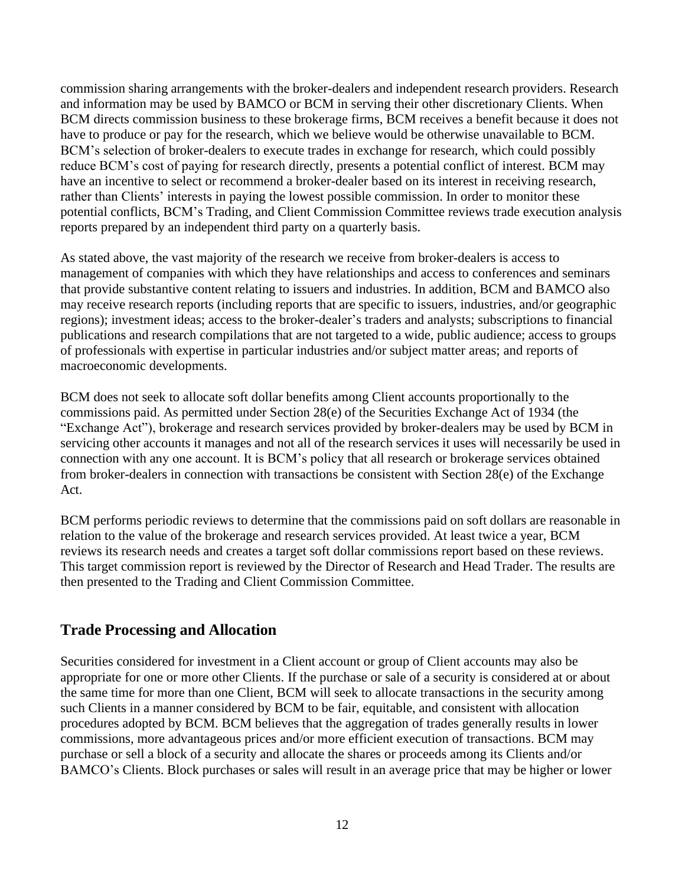commission sharing arrangements with the broker-dealers and independent research providers. Research and information may be used by BAMCO or BCM in serving their other discretionary Clients. When BCM directs commission business to these brokerage firms, BCM receives a benefit because it does not have to produce or pay for the research, which we believe would be otherwise unavailable to BCM. BCM's selection of broker-dealers to execute trades in exchange for research, which could possibly reduce BCM's cost of paying for research directly, presents a potential conflict of interest. BCM may have an incentive to select or recommend a broker-dealer based on its interest in receiving research, rather than Clients' interests in paying the lowest possible commission. In order to monitor these potential conflicts, BCM's Trading, and Client Commission Committee reviews trade execution analysis reports prepared by an independent third party on a quarterly basis.

As stated above, the vast majority of the research we receive from broker-dealers is access to management of companies with which they have relationships and access to conferences and seminars that provide substantive content relating to issuers and industries. In addition, BCM and BAMCO also may receive research reports (including reports that are specific to issuers, industries, and/or geographic regions); investment ideas; access to the broker-dealer's traders and analysts; subscriptions to financial publications and research compilations that are not targeted to a wide, public audience; access to groups of professionals with expertise in particular industries and/or subject matter areas; and reports of macroeconomic developments.

BCM does not seek to allocate soft dollar benefits among Client accounts proportionally to the commissions paid. As permitted under Section 28(e) of the Securities Exchange Act of 1934 (the "Exchange Act"), brokerage and research services provided by broker-dealers may be used by BCM in servicing other accounts it manages and not all of the research services it uses will necessarily be used in connection with any one account. It is BCM's policy that all research or brokerage services obtained from broker-dealers in connection with transactions be consistent with Section 28(e) of the Exchange Act.

BCM performs periodic reviews to determine that the commissions paid on soft dollars are reasonable in relation to the value of the brokerage and research services provided. At least twice a year, BCM reviews its research needs and creates a target soft dollar commissions report based on these reviews. This target commission report is reviewed by the Director of Research and Head Trader. The results are then presented to the Trading and Client Commission Committee.

## Trade Processing and Allocation

Securities considered for investment in a Client account or group of Client accounts may also be appropriate for one or more other Clients. If the purchase or sale of a security is considered at or about the same time for more than one Client, BCM will seek to allocate transactions in the security among such Clients in a manner considered by BCM to be fair, equitable, and consistent with allocation procedures adopted by BCM. BCM believes that the aggregation of trades generally results in lower commissions, more advantageous prices and/or more efficient execution of transactions. BCM may purchase or sell a block of a security and allocate the shares or proceeds among its Clients and/or BAMCO's Clients. Block purchases or sales will result in an average price that may be higher or lower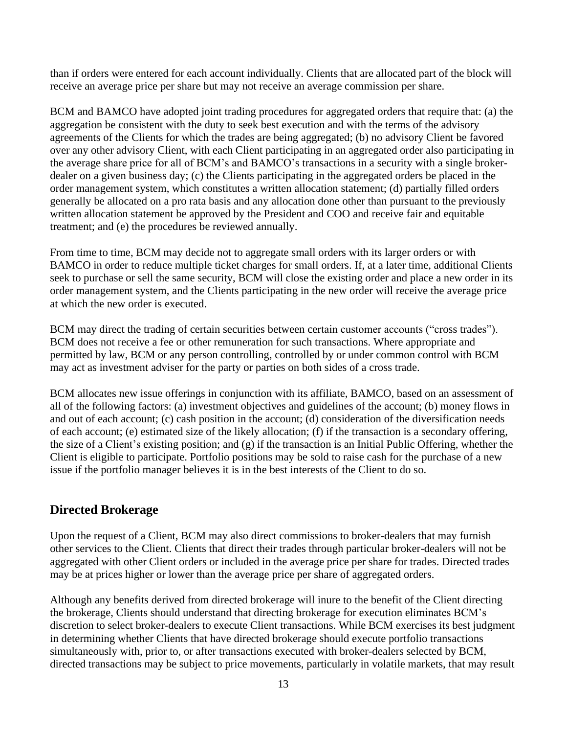than if orders were entered for each account individually. Clients that are allocated part of the block will receive an average price per share but may not receive an average commission per share.

BCM and BAMCO have adopted joint trading procedures for aggregated orders that require that: (a) the aggregation be consistent with the duty to seek best execution and with the terms of the advisory agreements of the Clients for which the trades are being aggregated; (b) no advisory Client be favored over any other advisory Client, with each Client participating in an aggregated order also participating in the average share price for all of BCM's and BAMCO's transactions in a security with a single broker-dealer on a given business day; (c) the Clients participating in the aggregated orders be placed in the order management system, which constitutes a written allocation statement; (d) partially filled orders generally be allocated on a pro rata basis and any allocation done other than pursuant to the previously written allocation statement be approved by the President and COO and receive fair and equitable treatment; and (e) the procedures be reviewed annually.

From time to time, BCM may decide not to aggregate small orders with its larger orders or with BAMCO in order to reduce multiple ticket charges for small orders. If, at a later time, additional Clients seek to purchase or sell the same security, BCM will close the existing order and place a new order in its order management system, and the Clients participating in the new order will receive the average price at which the new order is executed.

BCM may direct the trading of certain securities between certain customer accounts ("cross trades"). BCM does not receive a fee or other remuneration for such transactions. Where appropriate and permitted by law, BCM or any person controlling, controlled by or under common control with BCM may act as investment adviser for the party or parties on both sides of a cross trade.

BCM allocates new issue offerings in conjunction with its affiliate, BAMCO, based on an assessment of all of the following factors: (a) investment objectives and guidelines of the account; (b) money flows in and out of each account; (c) cash position in the account; (d) consideration of the diversification needs of each account; (e) estimated size of the likely allocation; (f) if the transaction is a secondary offering, the size of a Client's existing position; and (g) if the transaction is an Initial Public Offering, whether the Client is eligible to participate. Portfolio positions may be sold to raise cash for the purchase of a new issue if the portfolio manager believes it is in the best interests of the Client to do so.

## Directed Brokerage

Upon the request of a Client, BCM may also direct commissions to broker-dealers that may furnish other services to the Client. Clients that direct their trades through particular broker-dealers will not be aggregated with other Client orders or included in the average price per share for trades. Directed trades may be at prices higher or lower than the average price per share of aggregated orders.

Although any benefits derived from directed brokerage will inure to the benefit of the Client directing the brokerage, Clients should understand that directing brokerage for execution eliminates BCM's discretion to select broker-dealers to execute Client transactions. While BCM exercises its best judgment in determining whether Clients that have directed brokerage should execute portfolio transactions simultaneously with, prior to, or after transactions executed with broker-dealers selected by BCM, directed transactions may be subject to price movements, particularly in volatile markets, that may result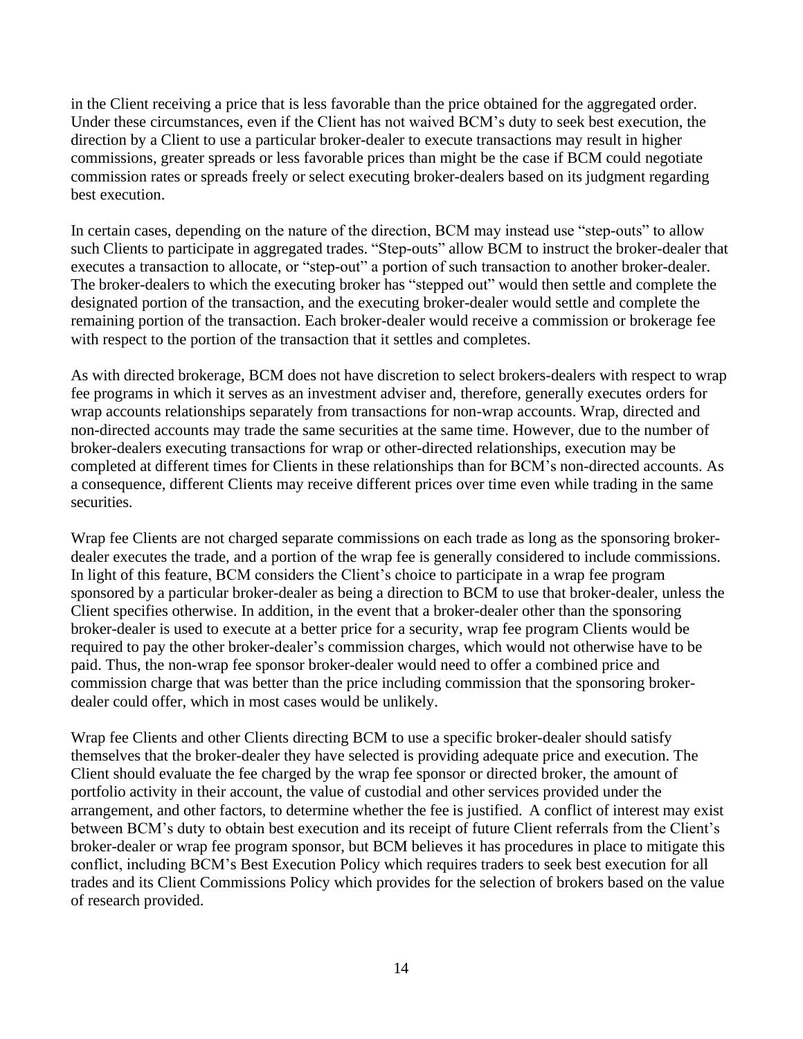in the Client receiving a price that is less favorable than the price obtained for the aggregated order. Under these circumstances, even if the Client has not waived BCM's duty to seek best execution, the direction by a Client to use a particular broker-dealer to execute transactions may result in higher commissions, greater spreads or less favorable prices than might be the case if BCM could negotiate commission rates or spreads freely or select executing broker-dealers based on its judgment regarding best execution.

In certain cases, depending on the nature of the direction, BCM may instead use "step-outs" to allow such Clients to participate in aggregated trades. "Step-outs" allow BCM to instruct the broker-dealer that executes a transaction to allocate, or "step-out" a portion of such transaction to another broker-dealer. The broker-dealers to which the executing broker has "stepped out" would then settle and complete the designated portion of the transaction, and the executing broker-dealer would settle and complete the remaining portion of the transaction. Each broker-dealer would receive a commission or brokerage fee with respect to the portion of the transaction that it settles and completes.

As with directed brokerage, BCM does not have discretion to select brokers-dealers with respect to wrap fee programs in which it serves as an investment adviser and, therefore, generally executes orders for wrap accounts relationships separately from transactions for non-wrap accounts. Wrap, directed and non-directed accounts may trade the same securities at the same time. However, due to the number of broker-dealers executing transactions for wrap or other-directed relationships, execution may be completed at different times for Clients in these relationships than for BCM's non-directed accounts. As a consequence, different Clients may receive different prices over time even while trading in the same securities.

Wrap fee Clients are not charged separate commissions on each trade as long as the sponsoring broker-dealer executes the trade, and a portion of the wrap fee is generally considered to include commissions. In light of this feature, BCM considers the Client's choice to participate in a wrap fee program sponsored by a particular broker-dealer as being a direction to BCM to use that broker-dealer, unless the Client specifies otherwise. In addition, in the event that a broker-dealer other than the sponsoring broker-dealer is used to execute at a better price for a security, wrap fee program Clients would be required to pay the other broker-dealer's commission charges, which would not otherwise have to be paid. Thus, the non-wrap fee sponsor broker-dealer would need to offer a combined price and commission charge that was better than the price including commission that the sponsoring broker-dealer could offer, which in most cases would be unlikely.

Wrap fee Clients and other Clients directing BCM to use a specific broker-dealer should satisfy themselves that the broker-dealer they have selected is providing adequate price and execution. The Client should evaluate the fee charged by the wrap fee sponsor or directed broker, the amount of portfolio activity in their account, the value of custodial and other services provided under the arrangement, and other factors, to determine whether the fee is justified. A conflict of interest may exist between BCM's duty to obtain best execution and its receipt of future Client referrals from the Client's broker-dealer or wrap fee program sponsor, but BCM believes it has procedures in place to mitigate this conflict, including BCM's Best Execution Policy which requires traders to seek best execution for all trades and its Client Commissions Policy which provides for the selection of brokers based on the value of research provided.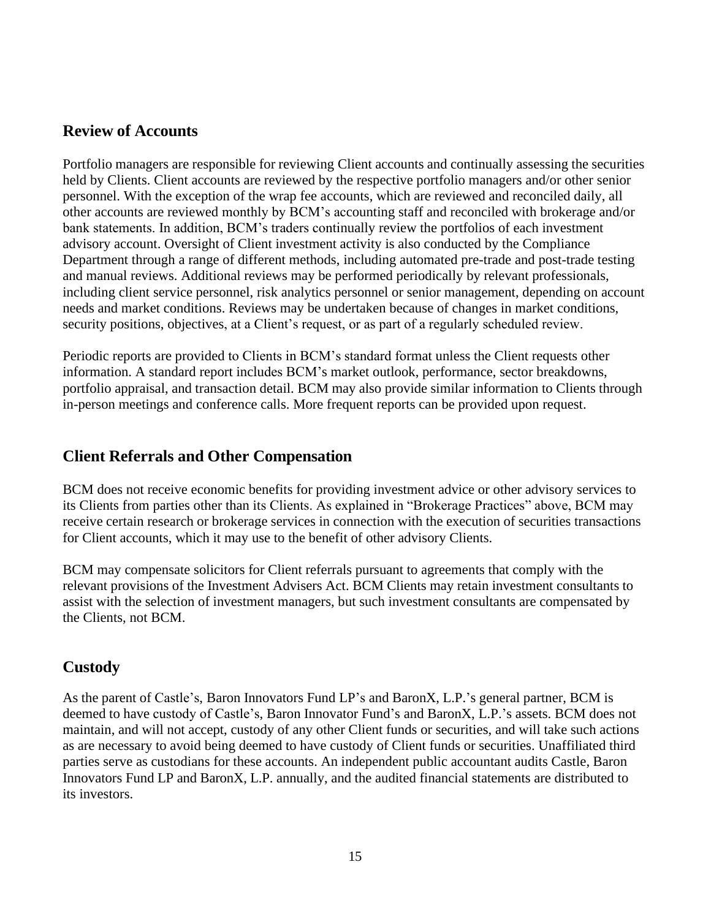## Review of Accounts

Portfolio managers are responsible for reviewing Client accounts and continually assessing the securities held by Clients. Client accounts are reviewed by the respective portfolio managers and/or other senior personnel. With the exception of the wrap fee accounts, which are reviewed and reconciled daily, all other accounts are reviewed monthly by BCM's accounting staff and reconciled with brokerage and/or bank statements. In addition, BCM's traders continually review the portfolios of each investment advisory account. Oversight of Client investment activity is also conducted by the Compliance Department through a range of different methods, including automated pre-trade and post-trade testing and manual reviews. Additional reviews may be performed periodically by relevant professionals, including client service personnel, risk analytics personnel or senior management, depending on account needs and market conditions. Reviews may be undertaken because of changes in market conditions, security positions, objectives, at a Client's request, or as part of a regularly scheduled review.

Periodic reports are provided to Clients in BCM's standard format unless the Client requests other information. A standard report includes BCM's market outlook, performance, sector breakdowns, portfolio appraisal, and transaction detail. BCM may also provide similar information to Clients through in-person meetings and conference calls. More frequent reports can be provided upon request.

## Client Referrals and Other Compensation

BCM does not receive economic benefits for providing investment advice or other advisory services to its Clients from parties other than its Clients. As explained in "Brokerage Practices" above, BCM may receive certain research or brokerage services in connection with the execution of securities transactions for Client accounts, which it may use to the benefit of other advisory Clients.

BCM may compensate solicitors for Client referrals pursuant to agreements that comply with the relevant provisions of the Investment Advisers Act. BCM Clients may retain investment consultants to assist with the selection of investment managers, but such investment consultants are compensated by the Clients, not BCM.

## Custody

As the parent of Castle's, Baron Innovators Fund LP's and BaronX, L.P.'s general partner, BCM is deemed to have custody of Castle's, Baron Innovator Fund's and BaronX, L.P.'s assets. BCM does not maintain, and will not accept, custody of any other Client funds or securities, and will take such actions as are necessary to avoid being deemed to have custody of Client funds or securities. Unaffiliated third parties serve as custodians for these accounts. An independent public accountant audits Castle, Baron Innovators Fund LP and BaronX, L.P. annually, and the audited financial statements are distributed to its investors.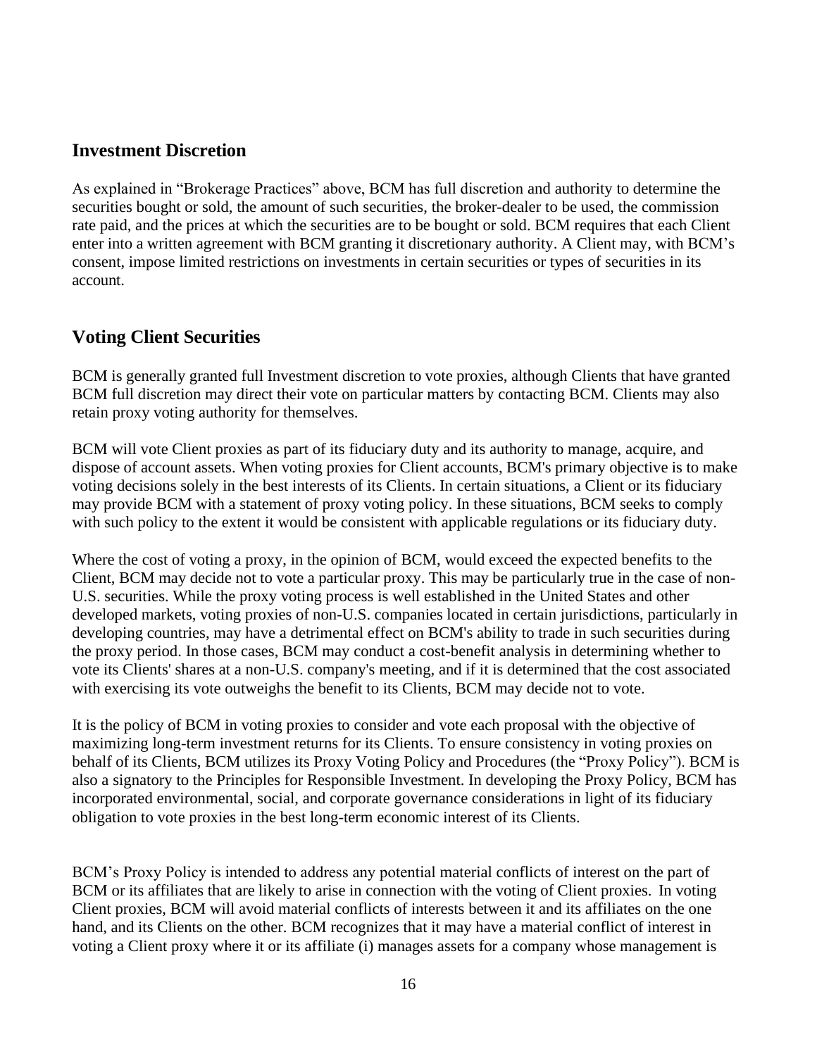## Investment Discretion

As explained in "Brokerage Practices" above, BCM has full discretion and authority to determine the securities bought or sold, the amount of such securities, the broker-dealer to be used, the commission rate paid, and the prices at which the securities are to be bought or sold. BCM requires that each Client enter into a written agreement with BCM granting it discretionary authority. A Client may, with BCM's consent, impose limited restrictions on investments in certain securities or types of securities in its account.

## Voting Client Securities

BCM is generally granted full Investment discretion to vote proxies, although Clients that have granted BCM full discretion may direct their vote on particular matters by contacting BCM. Clients may also retain proxy voting authority for themselves.

BCM will vote Client proxies as part of its fiduciary duty and its authority to manage, acquire, and dispose of account assets. When voting proxies for Client accounts, BCM's primary objective is to make voting decisions solely in the best interests of its Clients. In certain situations, a Client or its fiduciary may provide BCM with a statement of proxy voting policy. In these situations, BCM seeks to comply with such policy to the extent it would be consistent with applicable regulations or its fiduciary duty.

Where the cost of voting a proxy, in the opinion of BCM, would exceed the expected benefits to the Client, BCM may decide not to vote a particular proxy. This may be particularly true in the case of non-U.S. securities. While the proxy voting process is well established in the United States and other developed markets, voting proxies of non-U.S. companies located in certain jurisdictions, particularly in developing countries, may have a detrimental effect on BCM's ability to trade in such securities during the proxy period. In those cases, BCM may conduct a cost-benefit analysis in determining whether to vote its Clients' shares at a non-U.S. company's meeting, and if it is determined that the cost associated with exercising its vote outweighs the benefit to its Clients, BCM may decide not to vote.

It is the policy of BCM in voting proxies to consider and vote each proposal with the objective of maximizing long-term investment returns for its Clients. To ensure consistency in voting proxies on behalf of its Clients, BCM utilizes its Proxy Voting Policy and Procedures (the "Proxy Policy"). BCM is also a signatory to the Principles for Responsible Investment. In developing the Proxy Policy, BCM has incorporated environmental, social, and corporate governance considerations in light of its fiduciary obligation to vote proxies in the best long-term economic interest of its Clients.

BCM's Proxy Policy is intended to address any potential material conflicts of interest on the part of BCM or its affiliates that are likely to arise in connection with the voting of Client proxies. In voting Client proxies, BCM will avoid material conflicts of interests between it and its affiliates on the one hand, and its Clients on the other. BCM recognizes that it may have a material conflict of interest in voting a Client proxy where it or its affiliate (i) manages assets for a company whose management is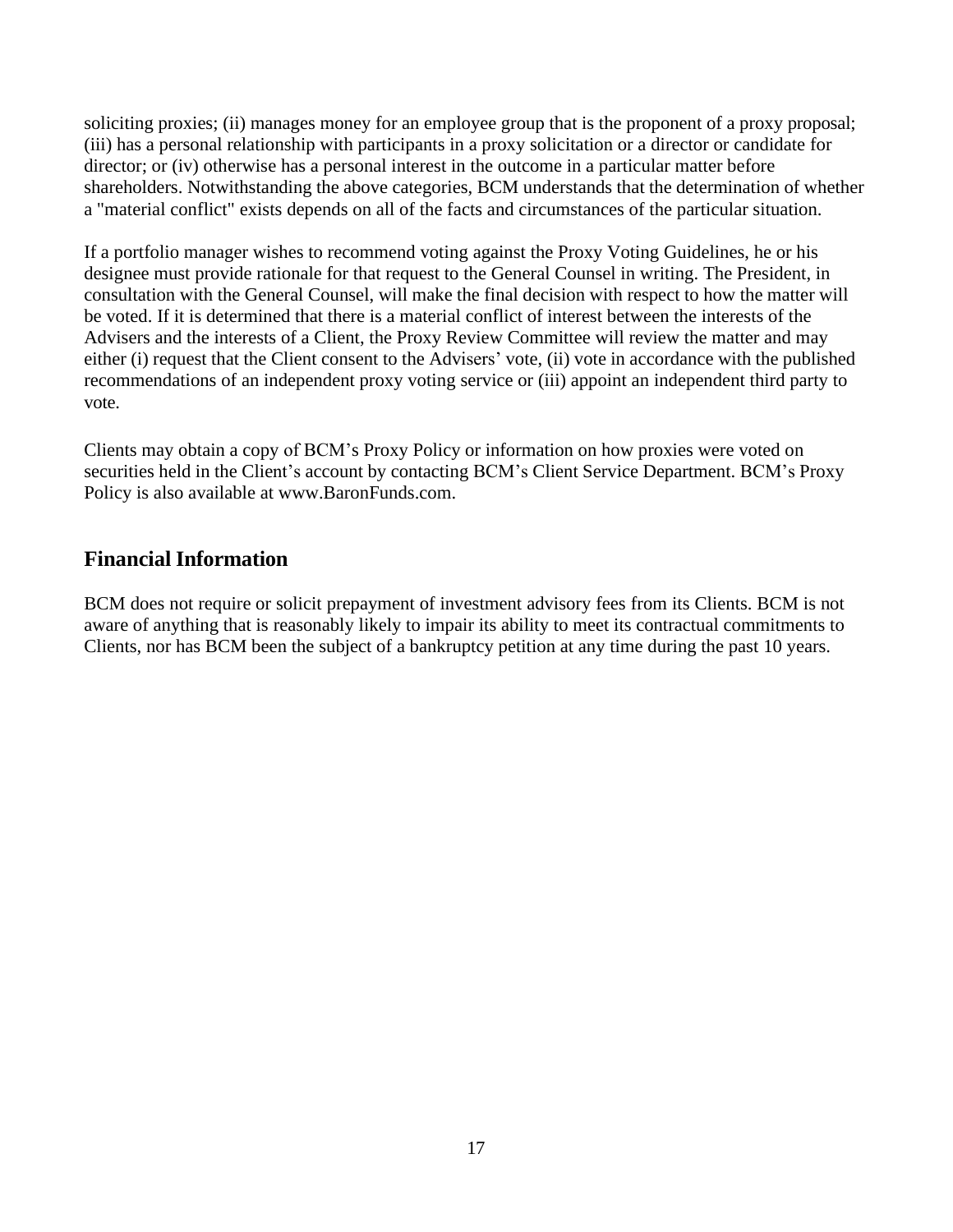soliciting proxies; (ii) manages money for an employee group that is the proponent of a proxy proposal; (iii) has a personal relationship with participants in a proxy solicitation or a director or candidate for director; or (iv) otherwise has a personal interest in the outcome in a particular matter before shareholders. Notwithstanding the above categories, BCM understands that the determination of whether a "material conflict" exists depends on all of the facts and circumstances of the particular situation.

If a portfolio manager wishes to recommend voting against the Proxy Voting Guidelines, he or his designee must provide rationale for that request to the General Counsel in writing. The President, in consultation with the General Counsel, will make the final decision with respect to how the matter will be voted. If it is determined that there is a material conflict of interest between the interests of the Advisers and the interests of a Client, the Proxy Review Committee will review the matter and may either (i) request that the Client consent to the Advisers' vote, (ii) vote in accordance with the published recommendations of an independent proxy voting service or (iii) appoint an independent third party to vote.

Clients may obtain a copy of BCM's Proxy Policy or information on how proxies were voted on securities held in the Client's account by contacting BCM's Client Service Department. BCM's Proxy Policy is also available at www.BaronFunds.com.

## Financial Information

BCM does not require or solicit prepayment of investment advisory fees from its Clients. BCM is not aware of anything that is reasonably likely to impair its ability to meet its contractual commitments to Clients, nor has BCM been the subject of a bankruptcy petition at any time during the past 10 years.